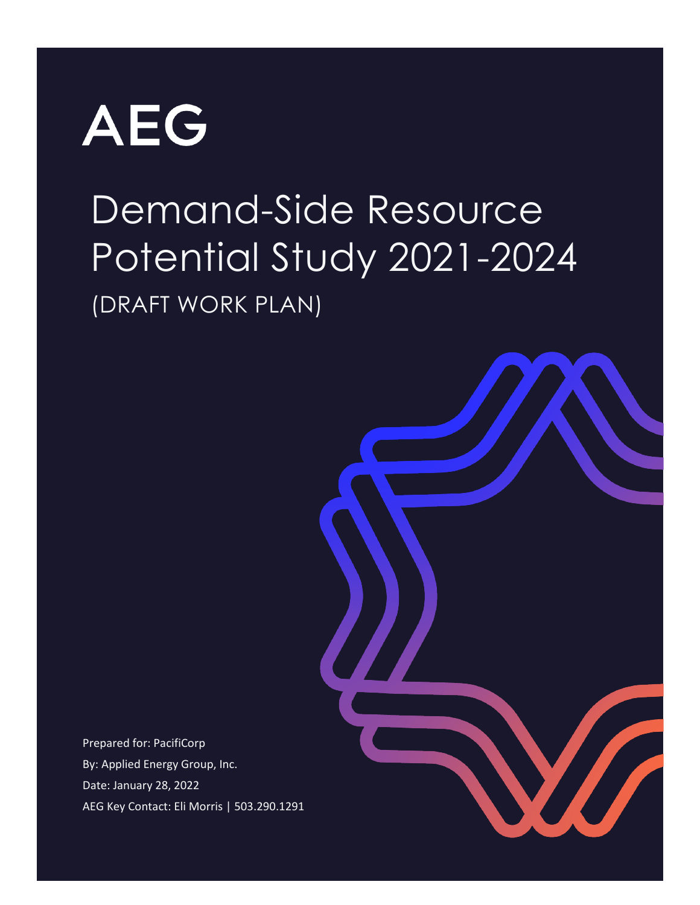AEG

# Demand-Side Resource Potential Study 2021-2024

(DRAFT WORK PLAN)

Prepared for: PacifiCorp

By: Applied Energy Group, Inc.

Date: January 28, 2022

AEG Key Contact: Eli Morris | 503.290.1291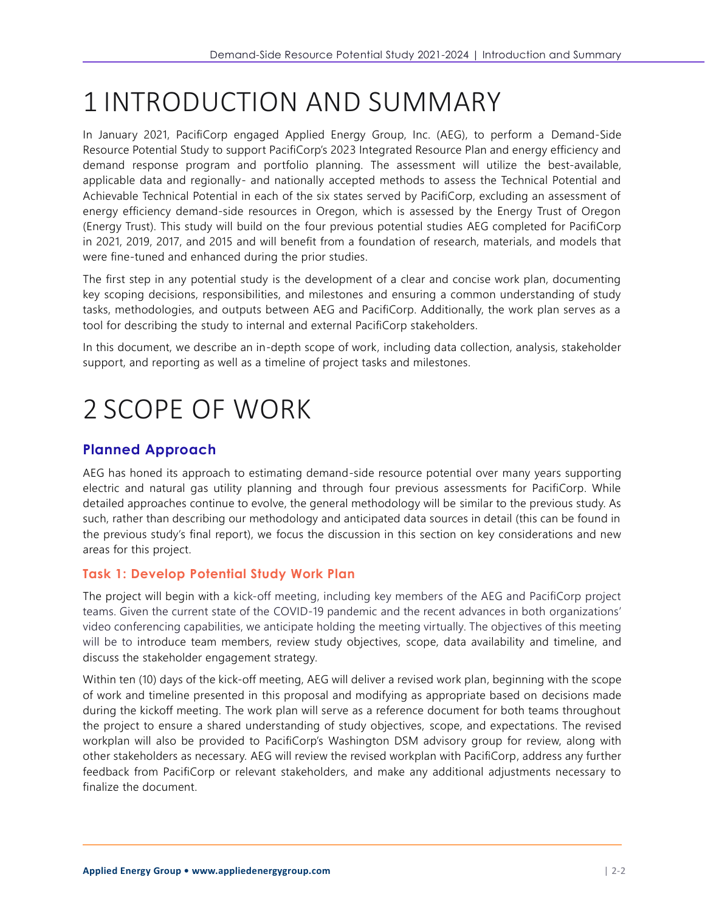# 1 INTRODUCTION AND SUMMARY

In January 2021, PacifiCorp engaged Applied Energy Group, Inc. (AEG), to perform a Demand-Side Resource Potential Study to support PacifiCorp's 2023 Integrated Resource Plan and energy efficiency and demand response program and portfolio planning. The assessment will utilize the best-available, applicable data and regionally- and nationally accepted methods to assess the Technical Potential and Achievable Technical Potential in each of the six states served by PacifiCorp, excluding an assessment of energy efficiency demand-side resources in Oregon, which is assessed by the Energy Trust of Oregon (Energy Trust). This study will build on the four previous potential studies AEG completed for PacifiCorp in 2021, 2019, 2017, and 2015 and will benefit from a foundation of research, materials, and models that were fine-tuned and enhanced during the prior studies.

The first step in any potential study is the development of a clear and concise work plan, documenting key scoping decisions, responsibilities, and milestones and ensuring a common understanding of study tasks, methodologies, and outputs between AEG and PacifiCorp. Additionally, the work plan serves as a tool for describing the study to internal and external PacifiCorp stakeholders.

In this document, we describe an in-depth scope of work, including data collection, analysis, stakeholder support, and reporting as well as a timeline of project tasks and milestones.

# 2 SCOPE OF WORK

## Planned Approach

AEG has honed its approach to estimating demand-side resource potential over many years supporting electric and natural gas utility planning and through four previous assessments for PacifiCorp. While detailed approaches continue to evolve, the general methodology will be similar to the previous study. As such, rather than describing our methodology and anticipated data sources in detail (this can be found in the previous study's final report), we focus the discussion in this section on key considerations and new areas for this project.

### Task 1: Develop Potential Study Work Plan

The project will begin with a kick-off meeting, including key members of the AEG and PacifiCorp project teams. Given the current state of the COVID-19 pandemic and the recent advances in both organizations' video conferencing capabilities, we anticipate holding the meeting virtually. The objectives of this meeting will be to introduce team members, review study objectives, scope, data availability and timeline, and discuss the stakeholder engagement strategy.

Within ten (10) days of the kick-off meeting, AEG will deliver a revised work plan, beginning with the scope of work and timeline presented in this proposal and modifying as appropriate based on decisions made during the kickoff meeting. The work plan will serve as a reference document for both teams throughout the project to ensure a shared understanding of study objectives, scope, and expectations. The revised workplan will also be provided to PacifiCorp's Washington DSM advisory group for review, along with other stakeholders as necessary. AEG will review the revised workplan with PacifiCorp, address any further feedback from PacifiCorp or relevant stakeholders, and make any additional adjustments necessary to finalize the document.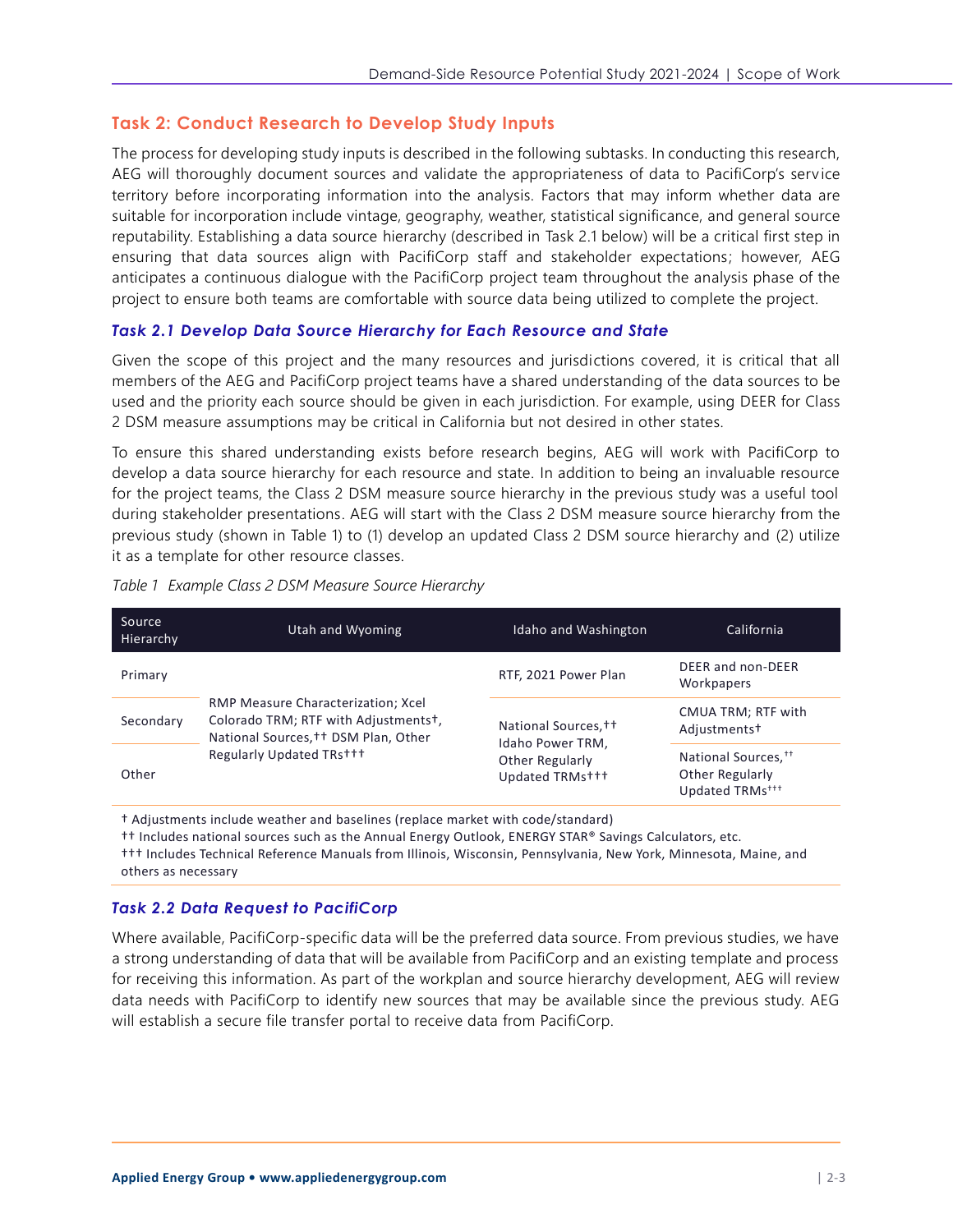## Task 2: Conduct Research to Develop Study Inputs

The process for developing study inputs is described in the following subtasks. In conducting this research, AEG will thoroughly document sources and validate the appropriateness of data to PacifiCorp's service territory before incorporating information into the analysis. Factors that may inform whether data are suitable for incorporation include vintage, geography, weather, statistical significance, and general source reputability. Establishing a data source hierarchy (described in Task 2.1 below) will be a critical first step in ensuring that data sources align with PacifiCorp staff and stakeholder expectations; however, AEG anticipates a continuous dialogue with the PacifiCorp project team throughout the analysis phase of the project to ensure both teams are comfortable with source data being utilized to complete the project.

### *Task 2.1 Develop Data Source Hierarchy for Each Resource and State*

Given the scope of this project and the many resources and jurisdictions covered, it is critical that all members of the AEG and PacifiCorp project teams have a shared understanding of the data sources to be used and the priority each source should be given in each jurisdiction. For example, using DEER for Class 2 DSM measure assumptions may be critical in California but not desired in other states.

To ensure this shared understanding exists before research begins, AEG will work with PacifiCorp to develop a data source hierarchy for each resource and state. In addition to being an invaluable resource for the project teams, the Class 2 DSM measure source hierarchy in the previous study was a useful tool during stakeholder presentations. AEG will start with the Class 2 DSM measure source hierarchy from the previous study (shown in Table 1) to (1) develop an updated Class 2 DSM source hierarchy and (2) utilize it as a template for other resource classes.

*Table 1 Example Class 2 DSM Measure Source Hierarchy*

| Source Hierarchy | Utah and Wyoming | Idaho and Washington | California |
|---|---|---|---|
| Primary | RMP Measure Characterization; Xcel Colorado TRM; RTF with Adjustments†, National Sources,†† DSM Plan, Other Regularly Updated TRs††† | RTF, 2021 Power Plan | DEER and non-DEER Workpapers |
| Secondary | | National Sources,†† Idaho Power TRM, Other Regularly Updated TRMs††† | CMUA TRM; RTF with Adjustments† |
| Other | | | National Sources,†† Other Regularly Updated TRMs††† |

† Adjustments include weather and baselines (replace market with code/standard)

†† Includes national sources such as the Annual Energy Outlook, ENERGY STAR® Savings Calculators, etc.

††† Includes Technical Reference Manuals from Illinois, Wisconsin, Pennsylvania, New York, Minnesota, Maine, and others as necessary

### *Task 2.2 Data Request to PacifiCorp*

Where available, PacifiCorp-specific data will be the preferred data source. From previous studies, we have a strong understanding of data that will be available from PacifiCorp and an existing template and process for receiving this information. As part of the workplan and source hierarchy development, AEG will review data needs with PacifiCorp to identify new sources that may be available since the previous study. AEG will establish a secure file transfer portal to receive data from PacifiCorp.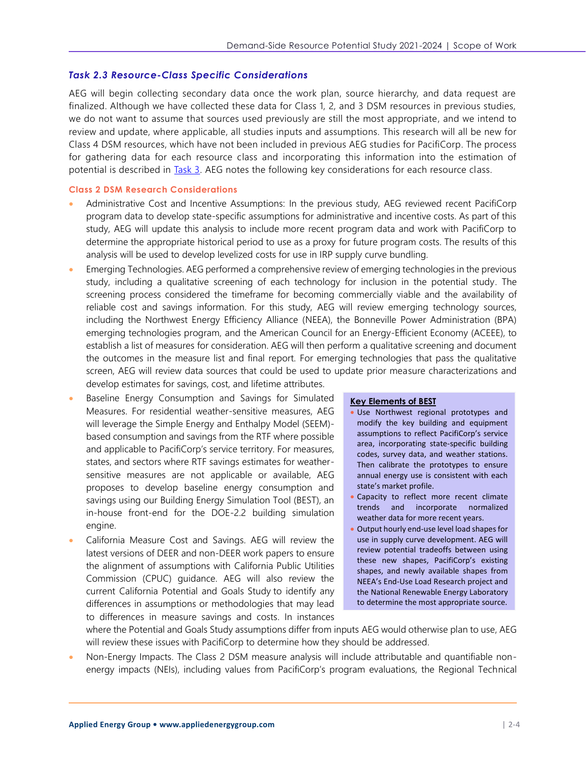### *Task 2.3 Resource-Class Specific Considerations*

AEG will begin collecting secondary data once the work plan, source hierarchy, and data request are finalized. Although we have collected these data for Class 1, 2, and 3 DSM resources in previous studies, we do not want to assume that sources used previously are still the most appropriate, and we intend to review and update, where applicable, all studies inputs and assumptions. This research will all be new for Class 4 DSM resources, which have not been included in previous AEG studies for PacifiCorp. The process for gathering data for each resource class and incorporating this information into the estimation of potential is described in Task 3. AEG notes the following key considerations for each resource class.

#### Class 2 DSM Research Considerations

- Administrative Cost and Incentive Assumptions: In the previous study, AEG reviewed recent PacifiCorp program data to develop state-specific assumptions for administrative and incentive costs. As part of this study, AEG will update this analysis to include more recent program data and work with PacifiCorp to determine the appropriate historical period to use as a proxy for future program costs. The results of this analysis will be used to develop levelized costs for use in IRP supply curve bundling.
- Emerging Technologies. AEG performed a comprehensive review of emerging technologies in the previous study, including a qualitative screening of each technology for inclusion in the potential study. The screening process considered the timeframe for becoming commercially viable and the availability of reliable cost and savings information. For this study, AEG will review emerging technology sources, including the Northwest Energy Efficiency Alliance (NEEA), the Bonneville Power Administration (BPA) emerging technologies program, and the American Council for an Energy-Efficient Economy (ACEEE), to establish a list of measures for consideration. AEG will then perform a qualitative screening and document the outcomes in the measure list and final report. For emerging technologies that pass the qualitative screen, AEG will review data sources that could be used to update prior measure characterizations and develop estimates for savings, cost, and lifetime attributes.
- Baseline Energy Consumption and Savings for Simulated Measures. For residential weather-sensitive measures, AEG will leverage the Simple Energy and Enthalpy Model (SEEM)-based consumption and savings from the RTF where possible and applicable to PacifiCorp's service territory. For measures, states, and sectors where RTF savings estimates for weather-sensitive measures are not applicable or available, AEG proposes to develop baseline energy consumption and savings using our Building Energy Simulation Tool (BEST), an in-house front-end for the DOE-2.2 building simulation engine.
- California Measure Cost and Savings. AEG will review the latest versions of DEER and non-DEER work papers to ensure the alignment of assumptions with California Public Utilities Commission (CPUC) guidance. AEG will also review the current California Potential and Goals Study to identify any differences in assumptions or methodologies that may lead to differences in measure savings and costs. In instances where the Potential and Goals Study assumptions differ from inputs AEG would otherwise plan to use, AEG will review these issues with PacifiCorp to determine how they should be addressed.
- Non-Energy Impacts. The Class 2 DSM measure analysis will include attributable and quantifiable non-energy impacts (NEIs), including values from PacifiCorp's program evaluations, the Regional Technical

**Key Elements of BEST**

- Use Northwest regional prototypes and modify the key building and equipment assumptions to reflect PacifiCorp's service area, incorporating state-specific building codes, survey data, and weather stations. Then calibrate the prototypes to ensure annual energy use is consistent with each state's market profile.
- Capacity to reflect more recent climate trends and incorporate normalized weather data for more recent years.
- Output hourly end-use level load shapes for use in supply curve development. AEG will review potential tradeoffs between using these new shapes, PacifiCorp's existing shapes, and newly available shapes from NEEA's End-Use Load Research project and the National Renewable Energy Laboratory to determine the most appropriate source.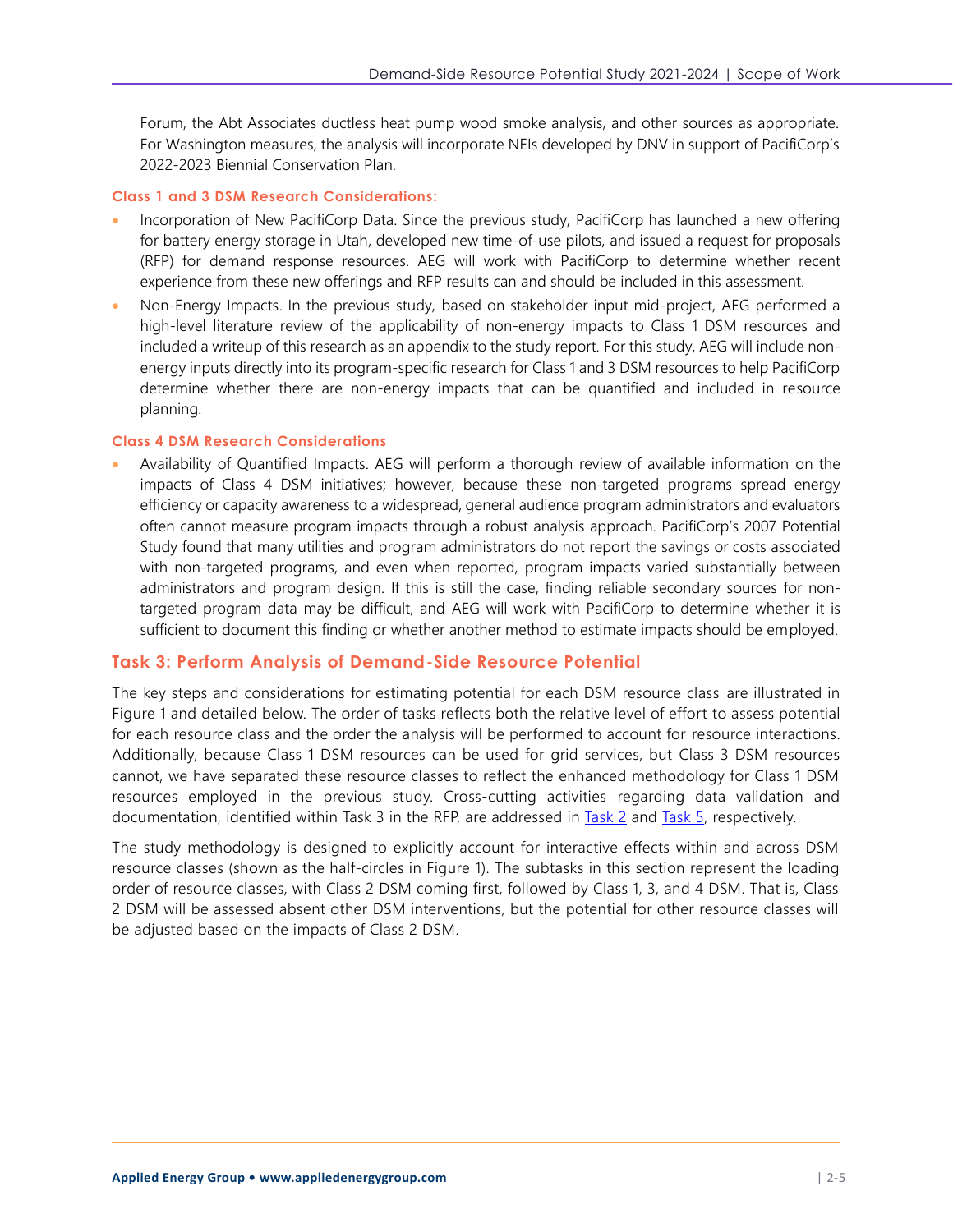Forum, the Abt Associates ductless heat pump wood smoke analysis, and other sources as appropriate. For Washington measures, the analysis will incorporate NEIs developed by DNV in support of PacifiCorp's 2022-2023 Biennial Conservation Plan.

#### Class 1 and 3 DSM Research Considerations:

- Incorporation of New PacifiCorp Data. Since the previous study, PacifiCorp has launched a new offering for battery energy storage in Utah, developed new time-of-use pilots, and issued a request for proposals (RFP) for demand response resources. AEG will work with PacifiCorp to determine whether recent experience from these new offerings and RFP results can and should be included in this assessment.
- Non-Energy Impacts. In the previous study, based on stakeholder input mid-project, AEG performed a high-level literature review of the applicability of non-energy impacts to Class 1 DSM resources and included a writeup of this research as an appendix to the study report. For this study, AEG will include non-energy inputs directly into its program-specific research for Class 1 and 3 DSM resources to help PacifiCorp determine whether there are non-energy impacts that can be quantified and included in resource planning.

#### Class 4 DSM Research Considerations

- Availability of Quantified Impacts. AEG will perform a thorough review of available information on the impacts of Class 4 DSM initiatives; however, because these non-targeted programs spread energy efficiency or capacity awareness to a widespread, general audience program administrators and evaluators often cannot measure program impacts through a robust analysis approach. PacifiCorp's 2007 Potential Study found that many utilities and program administrators do not report the savings or costs associated with non-targeted programs, and even when reported, program impacts varied substantially between administrators and program design. If this is still the case, finding reliable secondary sources for non-targeted program data may be difficult, and AEG will work with PacifiCorp to determine whether it is sufficient to document this finding or whether another method to estimate impacts should be employed.

## Task 3: Perform Analysis of Demand-Side Resource Potential

The key steps and considerations for estimating potential for each DSM resource class are illustrated in Figure 1 and detailed below. The order of tasks reflects both the relative level of effort to assess potential for each resource class and the order the analysis will be performed to account for resource interactions. Additionally, because Class 1 DSM resources can be used for grid services, but Class 3 DSM resources cannot, we have separated these resource classes to reflect the enhanced methodology for Class 1 DSM resources employed in the previous study. Cross-cutting activities regarding data validation and documentation, identified within Task 3 in the RFP, are addressed in Task 2 and Task 5, respectively.

The study methodology is designed to explicitly account for interactive effects within and across DSM resource classes (shown as the half-circles in Figure 1). The subtasks in this section represent the loading order of resource classes, with Class 2 DSM coming first, followed by Class 1, 3, and 4 DSM. That is, Class 2 DSM will be assessed absent other DSM interventions, but the potential for other resource classes will be adjusted based on the impacts of Class 2 DSM.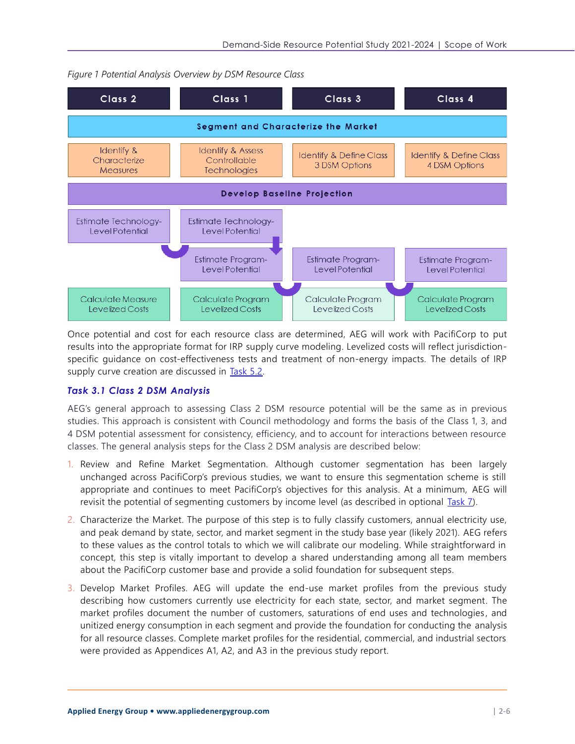*Figure 1 Potential Analysis Overview by DSM Resource Class*

| Class 2 | Class 1 | Class 3 | Class 4 |
| --- | --- | --- | --- |
| Segment and Characterize the Market | | | |
| Identify & Characterize Measures | Identify & Assess Controllable Technologies | Identify & Define Class 3 DSM Options | Identify & Define Class 4 DSM Options |
| Develop Baseline Projection | | | |
| Estimate Technology-Level Potential | Estimate Technology-Level Potential | | |
| | Estimate Program-Level Potential | Estimate Program-Level Potential | Estimate Program-Level Potential |
| Calculate Measure Levelized Costs | Calculate Program Levelized Costs | Calculate Program Levelized Costs | Calculate Program Levelized Costs |

Once potential and cost for each resource class are determined, AEG will work with PacifiCorp to put results into the appropriate format for IRP supply curve modeling. Levelized costs will reflect jurisdiction-specific guidance on cost-effectiveness tests and treatment of non-energy impacts. The details of IRP supply curve creation are discussed in Task 5.2.

### *Task 3.1 Class 2 DSM Analysis*

AEG's general approach to assessing Class 2 DSM resource potential will be the same as in previous studies. This approach is consistent with Council methodology and forms the basis of the Class 1, 3, and 4 DSM potential assessment for consistency, efficiency, and to account for interactions between resource classes. The general analysis steps for the Class 2 DSM analysis are described below:

1. Review and Refine Market Segmentation. Although customer segmentation has been largely unchanged across PacifiCorp's previous studies, we want to ensure this segmentation scheme is still appropriate and continues to meet PacifiCorp's objectives for this analysis. At a minimum, AEG will revisit the potential of segmenting customers by income level (as described in optional Task 7).
2. Characterize the Market. The purpose of this step is to fully classify customers, annual electricity use, and peak demand by state, sector, and market segment in the study base year (likely 2021). AEG refers to these values as the control totals to which we will calibrate our modeling. While straightforward in concept, this step is vitally important to develop a shared understanding among all team members about the PacifiCorp customer base and provide a solid foundation for subsequent steps.
3. Develop Market Profiles. AEG will update the end-use market profiles from the previous study describing how customers currently use electricity for each state, sector, and market segment. The market profiles document the number of customers, saturations of end uses and technologies, and unitized energy consumption in each segment and provide the foundation for conducting the analysis for all resource classes. Complete market profiles for the residential, commercial, and industrial sectors were provided as Appendices A1, A2, and A3 in the previous study report.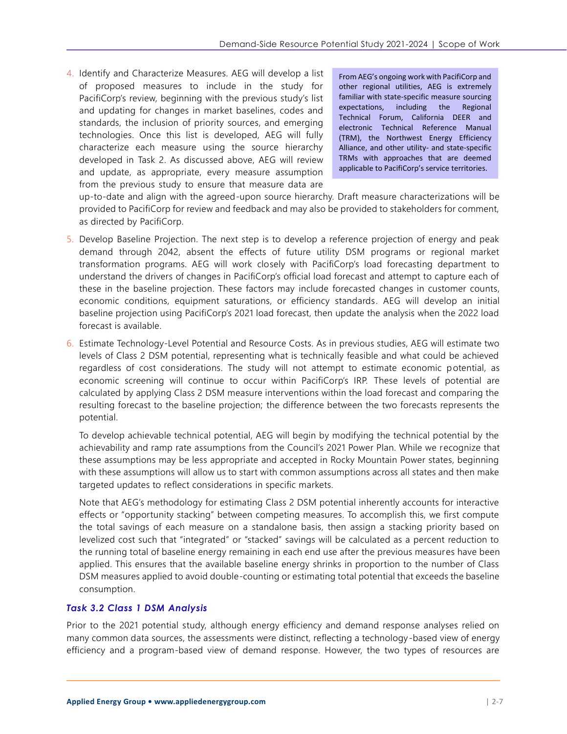4. Identify and Characterize Measures. AEG will develop a list of proposed measures to include in the study for PacifiCorp's review, beginning with the previous study's list and updating for changes in market baselines, codes and standards, the inclusion of priority sources, and emerging technologies. Once this list is developed, AEG will fully characterize each measure using the source hierarchy developed in Task 2. As discussed above, AEG will review and update, as appropriate, every measure assumption from the previous study to ensure that measure data are up-to-date and align with the agreed-upon source hierarchy. Draft measure characterizations will be provided to PacifiCorp for review and feedback and may also be provided to stakeholders for comment, as directed by PacifiCorp.

> From AEG's ongoing work with PacifiCorp and other regional utilities, AEG is extremely familiar with state-specific measure sourcing expectations, including the Regional Technical Forum, California DEER and electronic Technical Reference Manual (TRM), the Northwest Energy Efficiency Alliance, and other utility- and state-specific TRMs with approaches that are deemed applicable to PacifiCorp's service territories.

5. Develop Baseline Projection. The next step is to develop a reference projection of energy and peak demand through 2042, absent the effects of future utility DSM programs or regional market transformation programs. AEG will work closely with PacifiCorp's load forecasting department to understand the drivers of changes in PacifiCorp's official load forecast and attempt to capture each of these in the baseline projection. These factors may include forecasted changes in customer counts, economic conditions, equipment saturations, or efficiency standards. AEG will develop an initial baseline projection using PacifiCorp's 2021 load forecast, then update the analysis when the 2022 load forecast is available.

6. Estimate Technology-Level Potential and Resource Costs. As in previous studies, AEG will estimate two levels of Class 2 DSM potential, representing what is technically feasible and what could be achieved regardless of cost considerations. The study will not attempt to estimate economic potential, as economic screening will continue to occur within PacifiCorp's IRP. These levels of potential are calculated by applying Class 2 DSM measure interventions within the load forecast and comparing the resulting forecast to the baseline projection; the difference between the two forecasts represents the potential.

   To develop achievable technical potential, AEG will begin by modifying the technical potential by the achievability and ramp rate assumptions from the Council's 2021 Power Plan. While we recognize that these assumptions may be less appropriate and accepted in Rocky Mountain Power states, beginning with these assumptions will allow us to start with common assumptions across all states and then make targeted updates to reflect considerations in specific markets.

   Note that AEG's methodology for estimating Class 2 DSM potential inherently accounts for interactive effects or "opportunity stacking" between competing measures. To accomplish this, we first compute the total savings of each measure on a standalone basis, then assign a stacking priority based on levelized cost such that "integrated" or "stacked" savings will be calculated as a percent reduction to the running total of baseline energy remaining in each end use after the previous measures have been applied. This ensures that the available baseline energy shrinks in proportion to the number of Class DSM measures applied to avoid double-counting or estimating total potential that exceeds the baseline consumption.

### *Task 3.2 Class 1 DSM Analysis*

Prior to the 2021 potential study, although energy efficiency and demand response analyses relied on many common data sources, the assessments were distinct, reflecting a technology-based view of energy efficiency and a program-based view of demand response. However, the two types of resources are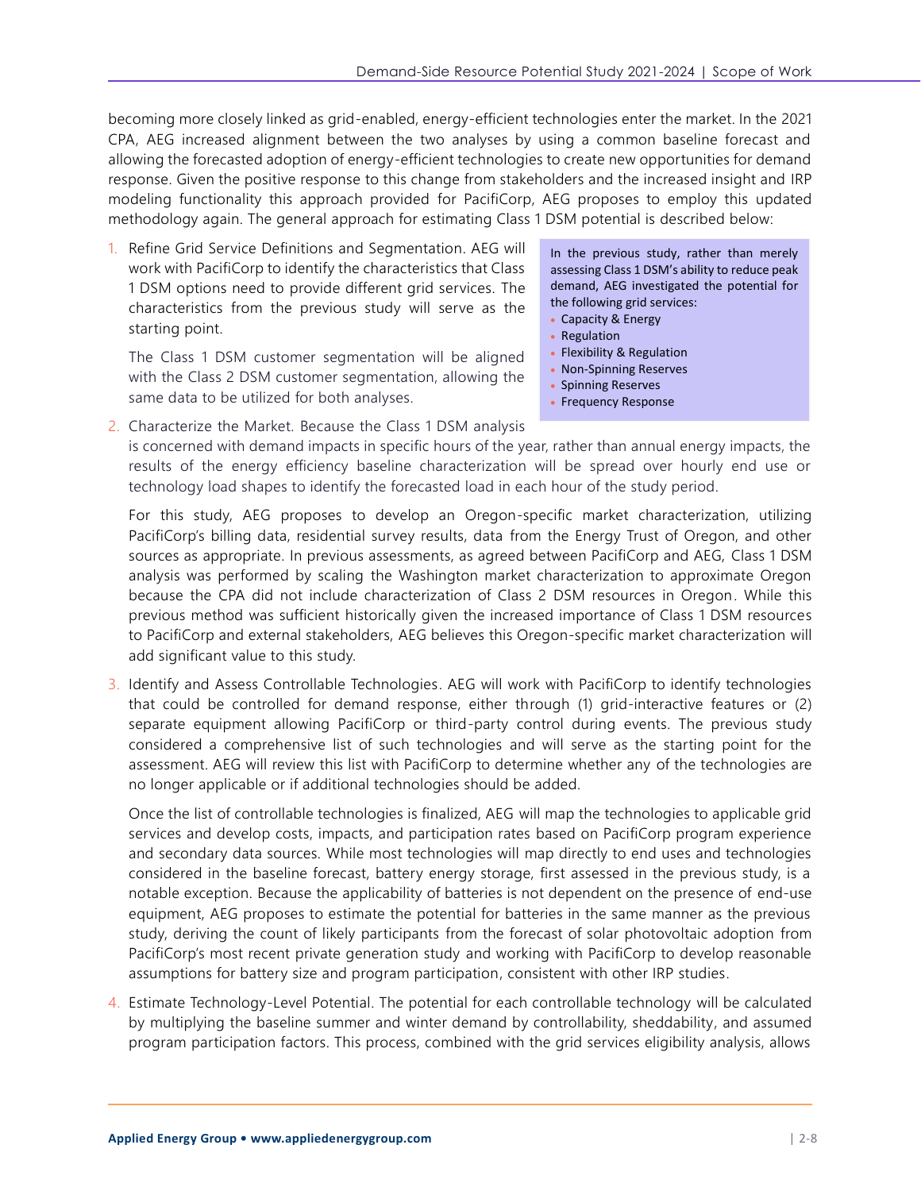becoming more closely linked as grid-enabled, energy-efficient technologies enter the market. In the 2021 CPA, AEG increased alignment between the two analyses by using a common baseline forecast and allowing the forecasted adoption of energy-efficient technologies to create new opportunities for demand response. Given the positive response to this change from stakeholders and the increased insight and IRP modeling functionality this approach provided for PacifiCorp, AEG proposes to employ this updated methodology again. The general approach for estimating Class 1 DSM potential is described below:

> In the previous study, rather than merely assessing Class 1 DSM's ability to reduce peak demand, AEG investigated the potential for the following grid services:
>
> - Capacity & Energy
> - Regulation
> - Flexibility & Regulation
> - Non-Spinning Reserves
> - Spinning Reserves
> - Frequency Response

1. Refine Grid Service Definitions and Segmentation. AEG will work with PacifiCorp to identify the characteristics that Class 1 DSM options need to provide different grid services. The characteristics from the previous study will serve as the starting point.

   The Class 1 DSM customer segmentation will be aligned with the Class 2 DSM customer segmentation, allowing the same data to be utilized for both analyses.

2. Characterize the Market. Because the Class 1 DSM analysis is concerned with demand impacts in specific hours of the year, rather than annual energy impacts, the results of the energy efficiency baseline characterization will be spread over hourly end use or technology load shapes to identify the forecasted load in each hour of the study period.

   For this study, AEG proposes to develop an Oregon-specific market characterization, utilizing PacifiCorp's billing data, residential survey results, data from the Energy Trust of Oregon, and other sources as appropriate. In previous assessments, as agreed between PacifiCorp and AEG, Class 1 DSM analysis was performed by scaling the Washington market characterization to approximate Oregon because the CPA did not include characterization of Class 2 DSM resources in Oregon. While this previous method was sufficient historically given the increased importance of Class 1 DSM resources to PacifiCorp and external stakeholders, AEG believes this Oregon-specific market characterization will add significant value to this study.

3. Identify and Assess Controllable Technologies. AEG will work with PacifiCorp to identify technologies that could be controlled for demand response, either through (1) grid-interactive features or (2) separate equipment allowing PacifiCorp or third-party control during events. The previous study considered a comprehensive list of such technologies and will serve as the starting point for the assessment. AEG will review this list with PacifiCorp to determine whether any of the technologies are no longer applicable or if additional technologies should be added.

   Once the list of controllable technologies is finalized, AEG will map the technologies to applicable grid services and develop costs, impacts, and participation rates based on PacifiCorp program experience and secondary data sources. While most technologies will map directly to end uses and technologies considered in the baseline forecast, battery energy storage, first assessed in the previous study, is a notable exception. Because the applicability of batteries is not dependent on the presence of end-use equipment, AEG proposes to estimate the potential for batteries in the same manner as the previous study, deriving the count of likely participants from the forecast of solar photovoltaic adoption from PacifiCorp's most recent private generation study and working with PacifiCorp to develop reasonable assumptions for battery size and program participation, consistent with other IRP studies.

4. Estimate Technology-Level Potential. The potential for each controllable technology will be calculated by multiplying the baseline summer and winter demand by controllability, sheddability, and assumed program participation factors. This process, combined with the grid services eligibility analysis, allows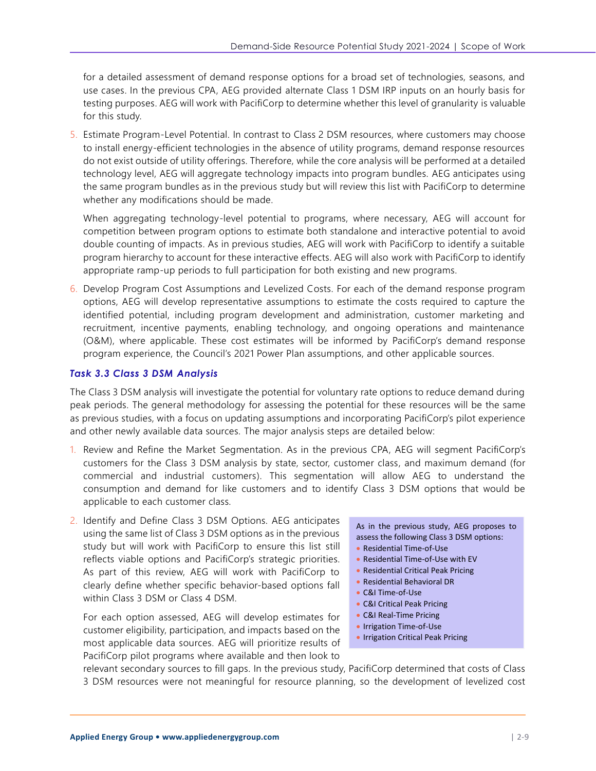for a detailed assessment of demand response options for a broad set of technologies, seasons, and use cases. In the previous CPA, AEG provided alternate Class 1 DSM IRP inputs on an hourly basis for testing purposes. AEG will work with PacifiCorp to determine whether this level of granularity is valuable for this study.

5. Estimate Program-Level Potential. In contrast to Class 2 DSM resources, where customers may choose to install energy-efficient technologies in the absence of utility programs, demand response resources do not exist outside of utility offerings. Therefore, while the core analysis will be performed at a detailed technology level, AEG will aggregate technology impacts into program bundles. AEG anticipates using the same program bundles as in the previous study but will review this list with PacifiCorp to determine whether any modifications should be made.

   When aggregating technology-level potential to programs, where necessary, AEG will account for competition between program options to estimate both standalone and interactive potential to avoid double counting of impacts. As in previous studies, AEG will work with PacifiCorp to identify a suitable program hierarchy to account for these interactive effects. AEG will also work with PacifiCorp to identify appropriate ramp-up periods to full participation for both existing and new programs.

6. Develop Program Cost Assumptions and Levelized Costs. For each of the demand response program options, AEG will develop representative assumptions to estimate the costs required to capture the identified potential, including program development and administration, customer marketing and recruitment, incentive payments, enabling technology, and ongoing operations and maintenance (O&M), where applicable. These cost estimates will be informed by PacifiCorp's demand response program experience, the Council's 2021 Power Plan assumptions, and other applicable sources.

### *Task 3.3 Class 3 DSM Analysis*

The Class 3 DSM analysis will investigate the potential for voluntary rate options to reduce demand during peak periods. The general methodology for assessing the potential for these resources will be the same as previous studies, with a focus on updating assumptions and incorporating PacifiCorp's pilot experience and other newly available data sources. The major analysis steps are detailed below:

1. Review and Refine the Market Segmentation. As in the previous CPA, AEG will segment PacifiCorp's customers for the Class 3 DSM analysis by state, sector, customer class, and maximum demand (for commercial and industrial customers). This segmentation will allow AEG to understand the consumption and demand for like customers and to identify Class 3 DSM options that would be applicable to each customer class.

2. Identify and Define Class 3 DSM Options. AEG anticipates using the same list of Class 3 DSM options as in the previous study but will work with PacifiCorp to ensure this list still reflects viable options and PacifiCorp's strategic priorities. As part of this review, AEG will work with PacifiCorp to clearly define whether specific behavior-based options fall within Class 3 DSM or Class 4 DSM.

   For each option assessed, AEG will develop estimates for customer eligibility, participation, and impacts based on the most applicable data sources. AEG will prioritize results of PacifiCorp pilot programs where available and then look to relevant secondary sources to fill gaps. In the previous study, PacifiCorp determined that costs of Class 3 DSM resources were not meaningful for resource planning, so the development of levelized cost

> As in the previous study, AEG proposes to assess the following Class 3 DSM options:
> - Residential Time-of-Use
> - Residential Time-of-Use with EV
> - Residential Critical Peak Pricing
> - Residential Behavioral DR
> - C&I Time-of-Use
> - C&I Critical Peak Pricing
> - C&I Real-Time Pricing
> - Irrigation Time-of-Use
> - Irrigation Critical Peak Pricing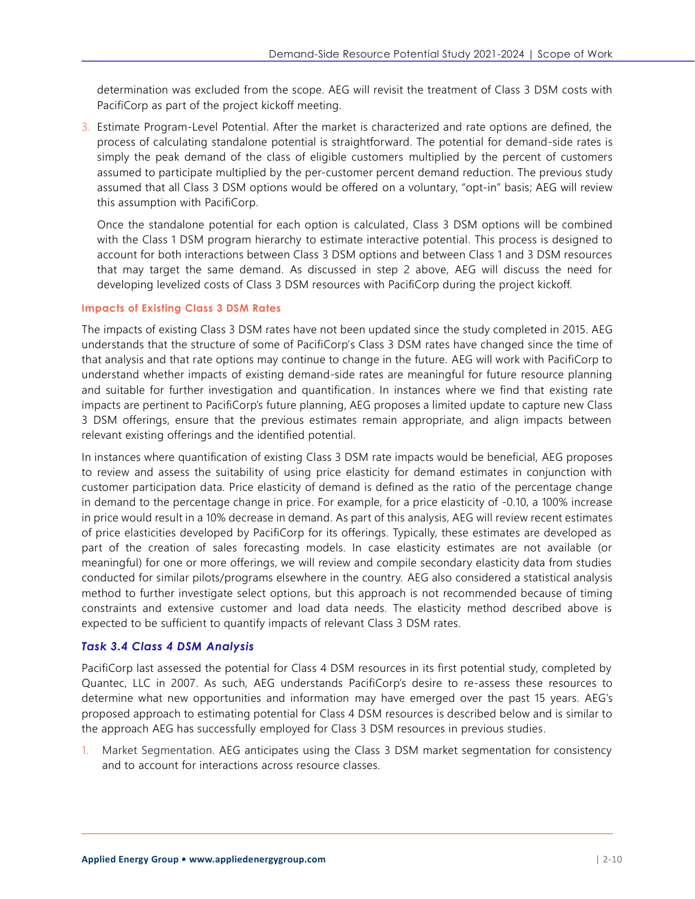determination was excluded from the scope. AEG will revisit the treatment of Class 3 DSM costs with PacifiCorp as part of the project kickoff meeting.

3. Estimate Program-Level Potential. After the market is characterized and rate options are defined, the process of calculating standalone potential is straightforward. The potential for demand-side rates is simply the peak demand of the class of eligible customers multiplied by the percent of customers assumed to participate multiplied by the per-customer percent demand reduction. The previous study assumed that all Class 3 DSM options would be offered on a voluntary, "opt-in" basis; AEG will review this assumption with PacifiCorp.

   Once the standalone potential for each option is calculated, Class 3 DSM options will be combined with the Class 1 DSM program hierarchy to estimate interactive potential. This process is designed to account for both interactions between Class 3 DSM options and between Class 1 and 3 DSM resources that may target the same demand. As discussed in step 2 above, AEG will discuss the need for developing levelized costs of Class 3 DSM resources with PacifiCorp during the project kickoff.

#### Impacts of Existing Class 3 DSM Rates

The impacts of existing Class 3 DSM rates have not been updated since the study completed in 2015. AEG understands that the structure of some of PacifiCorp's Class 3 DSM rates have changed since the time of that analysis and that rate options may continue to change in the future. AEG will work with PacifiCorp to understand whether impacts of existing demand-side rates are meaningful for future resource planning and suitable for further investigation and quantification. In instances where we find that existing rate impacts are pertinent to PacifiCorp's future planning, AEG proposes a limited update to capture new Class 3 DSM offerings, ensure that the previous estimates remain appropriate, and align impacts between relevant existing offerings and the identified potential.

In instances where quantification of existing Class 3 DSM rate impacts would be beneficial, AEG proposes to review and assess the suitability of using price elasticity for demand estimates in conjunction with customer participation data. Price elasticity of demand is defined as the ratio of the percentage change in demand to the percentage change in price. For example, for a price elasticity of -0.10, a 100% increase in price would result in a 10% decrease in demand. As part of this analysis, AEG will review recent estimates of price elasticities developed by PacifiCorp for its offerings. Typically, these estimates are developed as part of the creation of sales forecasting models. In case elasticity estimates are not available (or meaningful) for one or more offerings, we will review and compile secondary elasticity data from studies conducted for similar pilots/programs elsewhere in the country. AEG also considered a statistical analysis method to further investigate select options, but this approach is not recommended because of timing constraints and extensive customer and load data needs. The elasticity method described above is expected to be sufficient to quantify impacts of relevant Class 3 DSM rates.

### *Task 3.4 Class 4 DSM Analysis*

PacifiCorp last assessed the potential for Class 4 DSM resources in its first potential study, completed by Quantec, LLC in 2007. As such, AEG understands PacifiCorp's desire to re-assess these resources to determine what new opportunities and information may have emerged over the past 15 years. AEG's proposed approach to estimating potential for Class 4 DSM resources is described below and is similar to the approach AEG has successfully employed for Class 3 DSM resources in previous studies.

1. Market Segmentation. AEG anticipates using the Class 3 DSM market segmentation for consistency and to account for interactions across resource classes.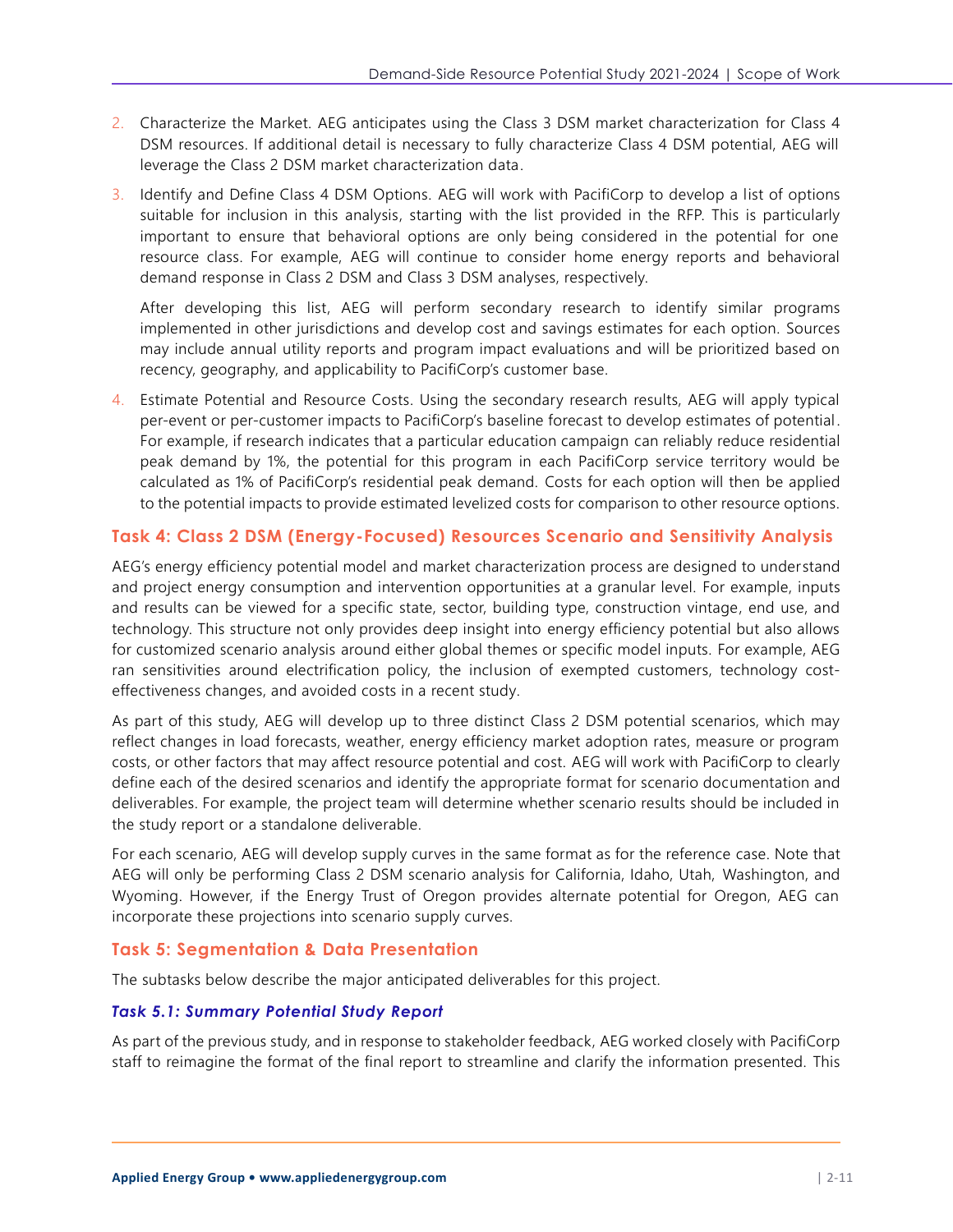2. Characterize the Market. AEG anticipates using the Class 3 DSM market characterization for Class 4 DSM resources. If additional detail is necessary to fully characterize Class 4 DSM potential, AEG will leverage the Class 2 DSM market characterization data.
3. Identify and Define Class 4 DSM Options. AEG will work with PacifiCorp to develop a list of options suitable for inclusion in this analysis, starting with the list provided in the RFP. This is particularly important to ensure that behavioral options are only being considered in the potential for one resource class. For example, AEG will continue to consider home energy reports and behavioral demand response in Class 2 DSM and Class 3 DSM analyses, respectively.

   After developing this list, AEG will perform secondary research to identify similar programs implemented in other jurisdictions and develop cost and savings estimates for each option. Sources may include annual utility reports and program impact evaluations and will be prioritized based on recency, geography, and applicability to PacifiCorp's customer base.
4. Estimate Potential and Resource Costs. Using the secondary research results, AEG will apply typical per-event or per-customer impacts to PacifiCorp's baseline forecast to develop estimates of potential. For example, if research indicates that a particular education campaign can reliably reduce residential peak demand by 1%, the potential for this program in each PacifiCorp service territory would be calculated as 1% of PacifiCorp's residential peak demand. Costs for each option will then be applied to the potential impacts to provide estimated levelized costs for comparison to other resource options.

## Task 4: Class 2 DSM (Energy-Focused) Resources Scenario and Sensitivity Analysis

AEG's energy efficiency potential model and market characterization process are designed to understand and project energy consumption and intervention opportunities at a granular level. For example, inputs and results can be viewed for a specific state, sector, building type, construction vintage, end use, and technology. This structure not only provides deep insight into energy efficiency potential but also allows for customized scenario analysis around either global themes or specific model inputs. For example, AEG ran sensitivities around electrification policy, the inclusion of exempted customers, technology cost-effectiveness changes, and avoided costs in a recent study.

As part of this study, AEG will develop up to three distinct Class 2 DSM potential scenarios, which may reflect changes in load forecasts, weather, energy efficiency market adoption rates, measure or program costs, or other factors that may affect resource potential and cost. AEG will work with PacifiCorp to clearly define each of the desired scenarios and identify the appropriate format for scenario documentation and deliverables. For example, the project team will determine whether scenario results should be included in the study report or a standalone deliverable.

For each scenario, AEG will develop supply curves in the same format as for the reference case. Note that AEG will only be performing Class 2 DSM scenario analysis for California, Idaho, Utah, Washington, and Wyoming. However, if the Energy Trust of Oregon provides alternate potential for Oregon, AEG can incorporate these projections into scenario supply curves.

## Task 5: Segmentation & Data Presentation

The subtasks below describe the major anticipated deliverables for this project.

### *Task 5.1: Summary Potential Study Report*

As part of the previous study, and in response to stakeholder feedback, AEG worked closely with PacifiCorp staff to reimagine the format of the final report to streamline and clarify the information presented. This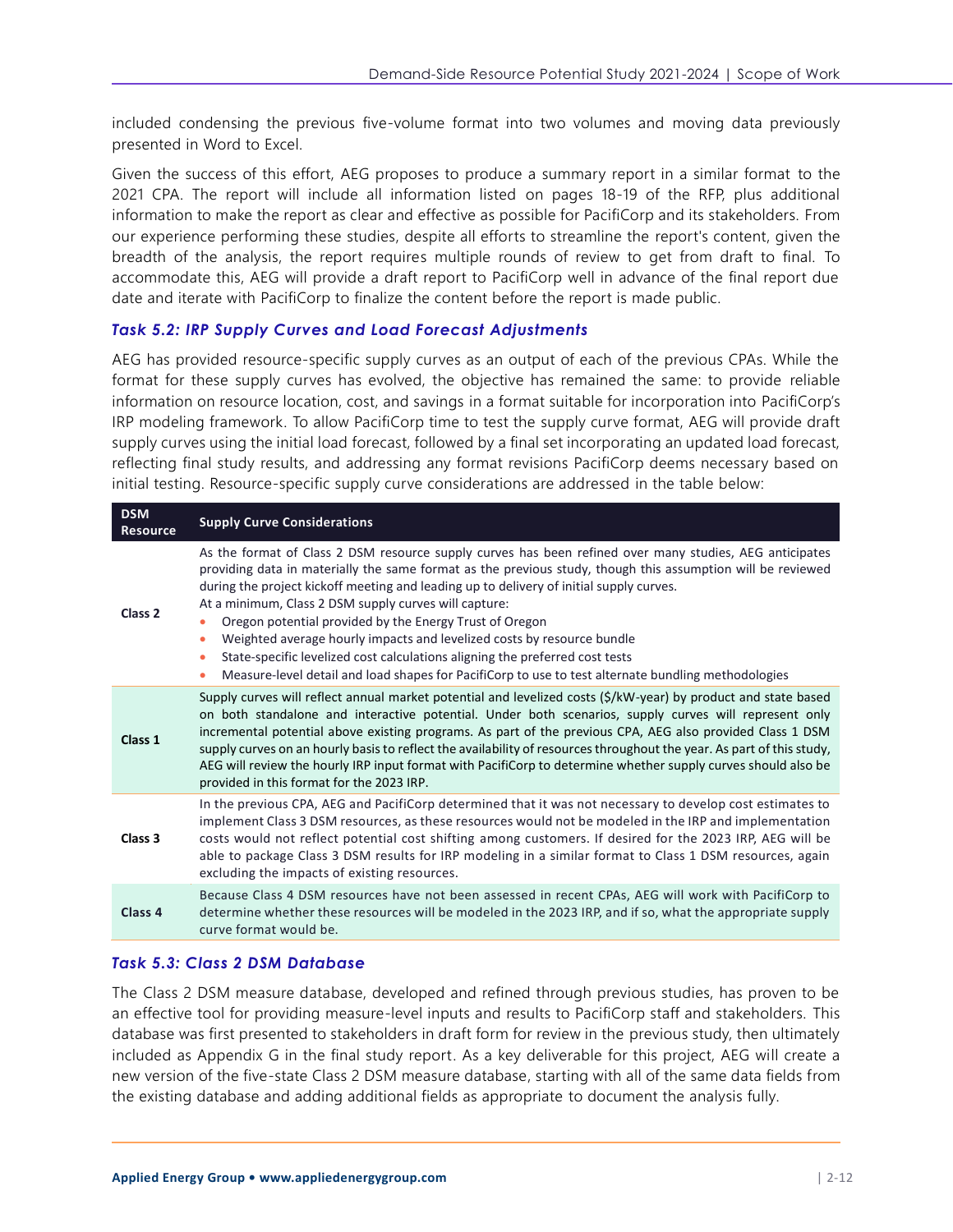included condensing the previous five-volume format into two volumes and moving data previously presented in Word to Excel.

Given the success of this effort, AEG proposes to produce a summary report in a similar format to the 2021 CPA. The report will include all information listed on pages 18-19 of the RFP, plus additional information to make the report as clear and effective as possible for PacifiCorp and its stakeholders. From our experience performing these studies, despite all efforts to streamline the report's content, given the breadth of the analysis, the report requires multiple rounds of review to get from draft to final. To accommodate this, AEG will provide a draft report to PacifiCorp well in advance of the final report due date and iterate with PacifiCorp to finalize the content before the report is made public.

### *Task 5.2: IRP Supply Curves and Load Forecast Adjustments*

AEG has provided resource-specific supply curves as an output of each of the previous CPAs. While the format for these supply curves has evolved, the objective has remained the same: to provide reliable information on resource location, cost, and savings in a format suitable for incorporation into PacifiCorp's IRP modeling framework. To allow PacifiCorp time to test the supply curve format, AEG will provide draft supply curves using the initial load forecast, followed by a final set incorporating an updated load forecast, reflecting final study results, and addressing any format revisions PacifiCorp deems necessary based on initial testing. Resource-specific supply curve considerations are addressed in the table below:

| DSM Resource | Supply Curve Considerations |
|---|---|
| **Class 2** | As the format of Class 2 DSM resource supply curves has been refined over many studies, AEG anticipates providing data in materially the same format as the previous study, though this assumption will be reviewed during the project kickoff meeting and leading up to delivery of initial supply curves.<br>At a minimum, Class 2 DSM supply curves will capture:<br>• Oregon potential provided by the Energy Trust of Oregon<br>• Weighted average hourly impacts and levelized costs by resource bundle<br>• State-specific levelized cost calculations aligning the preferred cost tests<br>• Measure-level detail and load shapes for PacifiCorp to use to test alternate bundling methodologies |
| **Class 1** | Supply curves will reflect annual market potential and levelized costs ($/kW-year) by product and state based on both standalone and interactive potential. Under both scenarios, supply curves will represent only incremental potential above existing programs. As part of the previous CPA, AEG also provided Class 1 DSM supply curves on an hourly basis to reflect the availability of resources throughout the year. As part of this study, AEG will review the hourly IRP input format with PacifiCorp to determine whether supply curves should also be provided in this format for the 2023 IRP. |
| **Class 3** | In the previous CPA, AEG and PacifiCorp determined that it was not necessary to develop cost estimates to implement Class 3 DSM resources, as these resources would not be modeled in the IRP and implementation costs would not reflect potential cost shifting among customers. If desired for the 2023 IRP, AEG will be able to package Class 3 DSM results for IRP modeling in a similar format to Class 1 DSM resources, again excluding the impacts of existing resources. |
| **Class 4** | Because Class 4 DSM resources have not been assessed in recent CPAs, AEG will work with PacifiCorp to determine whether these resources will be modeled in the 2023 IRP, and if so, what the appropriate supply curve format would be. |

### *Task 5.3: Class 2 DSM Database*

The Class 2 DSM measure database, developed and refined through previous studies, has proven to be an effective tool for providing measure-level inputs and results to PacifiCorp staff and stakeholders. This database was first presented to stakeholders in draft form for review in the previous study, then ultimately included as Appendix G in the final study report. As a key deliverable for this project, AEG will create a new version of the five-state Class 2 DSM measure database, starting with all of the same data fields from the existing database and adding additional fields as appropriate to document the analysis fully.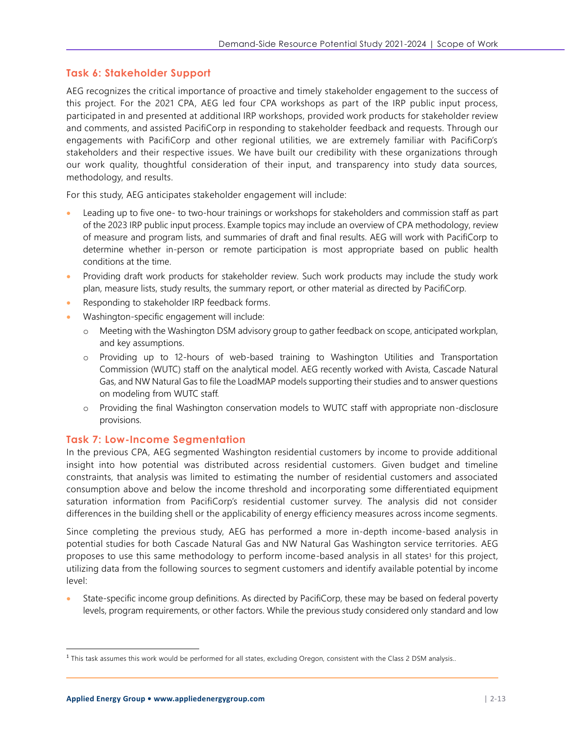## Task 6: Stakeholder Support

AEG recognizes the critical importance of proactive and timely stakeholder engagement to the success of this project. For the 2021 CPA, AEG led four CPA workshops as part of the IRP public input process, participated in and presented at additional IRP workshops, provided work products for stakeholder review and comments, and assisted PacifiCorp in responding to stakeholder feedback and requests. Through our engagements with PacifiCorp and other regional utilities, we are extremely familiar with PacifiCorp's stakeholders and their respective issues. We have built our credibility with these organizations through our work quality, thoughtful consideration of their input, and transparency into study data sources, methodology, and results.

For this study, AEG anticipates stakeholder engagement will include:

- Leading up to five one- to two-hour trainings or workshops for stakeholders and commission staff as part of the 2023 IRP public input process. Example topics may include an overview of CPA methodology, review of measure and program lists, and summaries of draft and final results. AEG will work with PacifiCorp to determine whether in-person or remote participation is most appropriate based on public health conditions at the time.
- Providing draft work products for stakeholder review. Such work products may include the study work plan, measure lists, study results, the summary report, or other material as directed by PacifiCorp.
- Responding to stakeholder IRP feedback forms.
- Washington-specific engagement will include:
  - Meeting with the Washington DSM advisory group to gather feedback on scope, anticipated workplan, and key assumptions.
  - Providing up to 12-hours of web-based training to Washington Utilities and Transportation Commission (WUTC) staff on the analytical model. AEG recently worked with Avista, Cascade Natural Gas, and NW Natural Gas to file the LoadMAP models supporting their studies and to answer questions on modeling from WUTC staff.
  - Providing the final Washington conservation models to WUTC staff with appropriate non-disclosure provisions.

## Task 7: Low-Income Segmentation

In the previous CPA, AEG segmented Washington residential customers by income to provide additional insight into how potential was distributed across residential customers. Given budget and timeline constraints, that analysis was limited to estimating the number of residential customers and associated consumption above and below the income threshold and incorporating some differentiated equipment saturation information from PacifiCorp's residential customer survey. The analysis did not consider differences in the building shell or the applicability of energy efficiency measures across income segments.

Since completing the previous study, AEG has performed a more in-depth income-based analysis in potential studies for both Cascade Natural Gas and NW Natural Gas Washington service territories. AEG proposes to use this same methodology to perform income-based analysis in all states[1] for this project, utilizing data from the following sources to segment customers and identify available potential by income level:

- State-specific income group definitions. As directed by PacifiCorp, these may be based on federal poverty levels, program requirements, or other factors. While the previous study considered only standard and low

[1] This task assumes this work would be performed for all states, excluding Oregon, consistent with the Class 2 DSM analysis..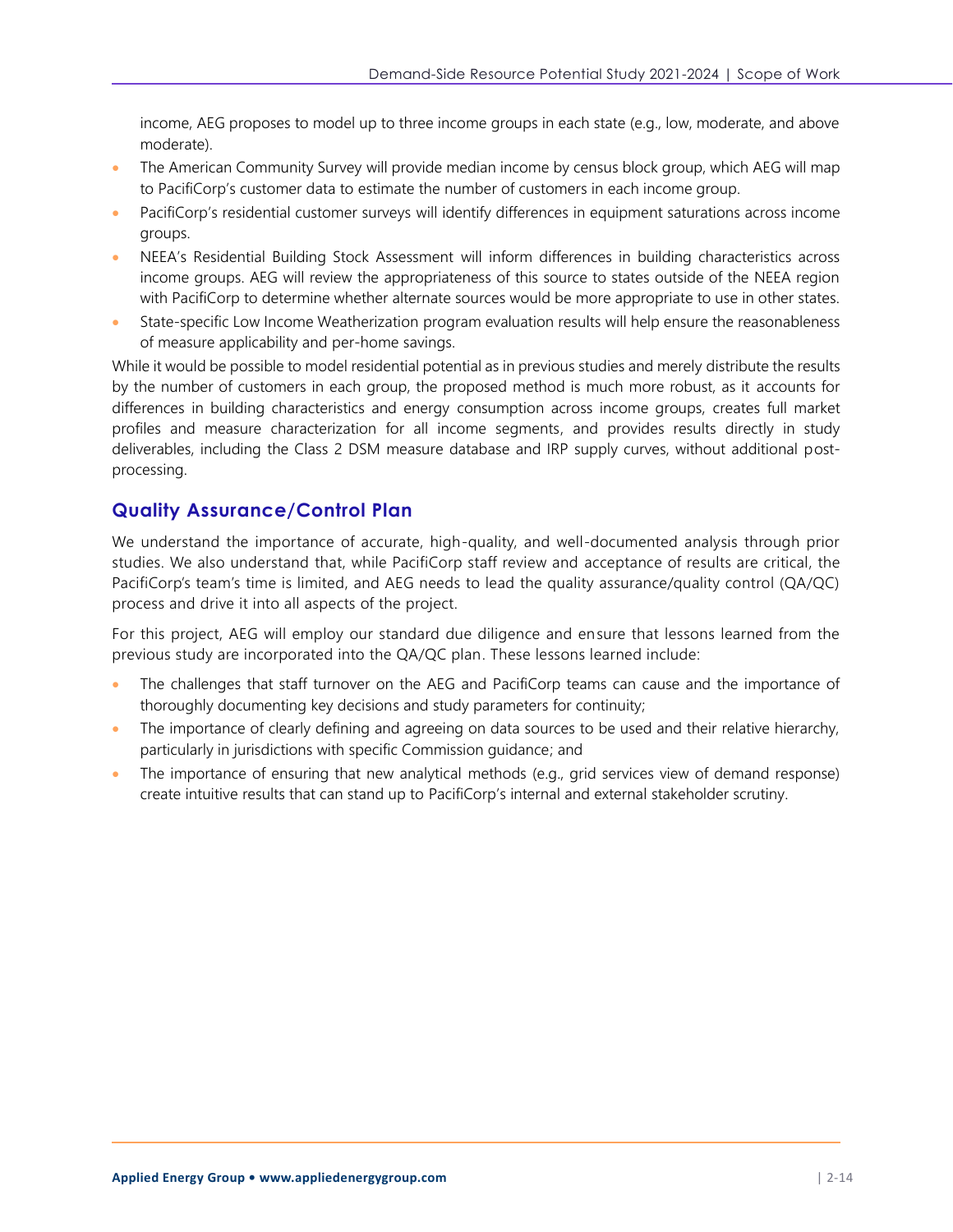income, AEG proposes to model up to three income groups in each state (e.g., low, moderate, and above moderate).

- The American Community Survey will provide median income by census block group, which AEG will map to PacifiCorp's customer data to estimate the number of customers in each income group.
- PacifiCorp's residential customer surveys will identify differences in equipment saturations across income groups.
- NEEA's Residential Building Stock Assessment will inform differences in building characteristics across income groups. AEG will review the appropriateness of this source to states outside of the NEEA region with PacifiCorp to determine whether alternate sources would be more appropriate to use in other states.
- State-specific Low Income Weatherization program evaluation results will help ensure the reasonableness of measure applicability and per-home savings.

While it would be possible to model residential potential as in previous studies and merely distribute the results by the number of customers in each group, the proposed method is much more robust, as it accounts for differences in building characteristics and energy consumption across income groups, creates full market profiles and measure characterization for all income segments, and provides results directly in study deliverables, including the Class 2 DSM measure database and IRP supply curves, without additional post-processing.

## Quality Assurance/Control Plan

We understand the importance of accurate, high-quality, and well-documented analysis through prior studies. We also understand that, while PacifiCorp staff review and acceptance of results are critical, the PacifiCorp's team's time is limited, and AEG needs to lead the quality assurance/quality control (QA/QC) process and drive it into all aspects of the project.

For this project, AEG will employ our standard due diligence and ensure that lessons learned from the previous study are incorporated into the QA/QC plan. These lessons learned include:

- The challenges that staff turnover on the AEG and PacifiCorp teams can cause and the importance of thoroughly documenting key decisions and study parameters for continuity;
- The importance of clearly defining and agreeing on data sources to be used and their relative hierarchy, particularly in jurisdictions with specific Commission guidance; and
- The importance of ensuring that new analytical methods (e.g., grid services view of demand response) create intuitive results that can stand up to PacifiCorp's internal and external stakeholder scrutiny.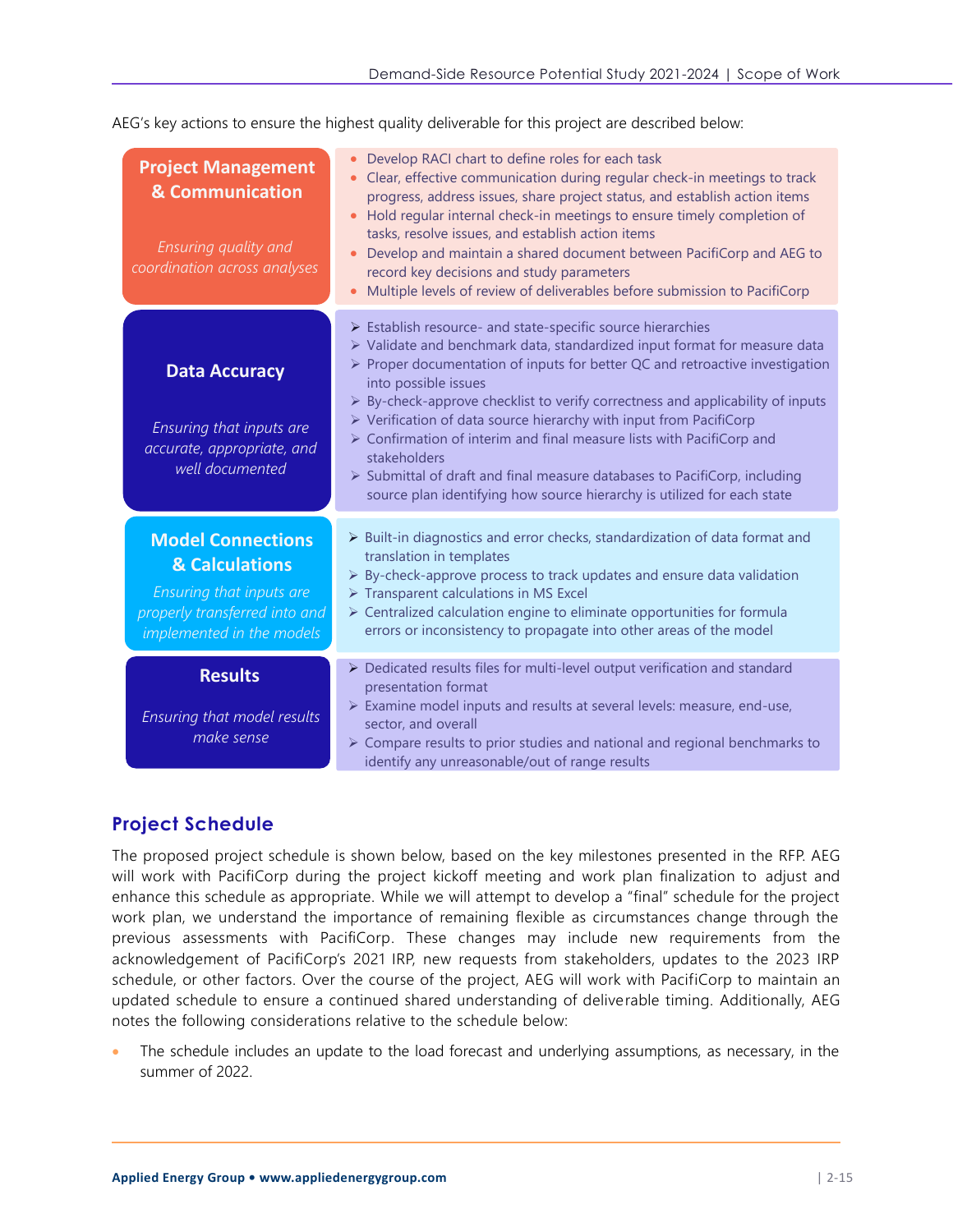AEG's key actions to ensure the highest quality deliverable for this project are described below:

| Area | Key Actions |
| --- | --- |
| **Project Management & Communication**<br>*Ensuring quality and coordination across analyses* | • Develop RACI chart to define roles for each task<br>• Clear, effective communication during regular check-in meetings to track progress, address issues, share project status, and establish action items<br>• Hold regular internal check-in meetings to ensure timely completion of tasks, resolve issues, and establish action items<br>• Develop and maintain a shared document between PacifiCorp and AEG to record key decisions and study parameters<br>• Multiple levels of review of deliverables before submission to PacifiCorp |
| **Data Accuracy**<br>*Ensuring that inputs are accurate, appropriate, and well documented* | ➢ Establish resource- and state-specific source hierarchies<br>➢ Validate and benchmark data, standardized input format for measure data<br>➢ Proper documentation of inputs for better QC and retroactive investigation into possible issues<br>➢ By-check-approve checklist to verify correctness and applicability of inputs<br>➢ Verification of data source hierarchy with input from PacifiCorp<br>➢ Confirmation of interim and final measure lists with PacifiCorp and stakeholders<br>➢ Submittal of draft and final measure databases to PacifiCorp, including source plan identifying how source hierarchy is utilized for each state |
| **Model Connections & Calculations**<br>*Ensuring that inputs are properly transferred into and implemented in the models* | ➢ Built-in diagnostics and error checks, standardization of data format and translation in templates<br>➢ By-check-approve process to track updates and ensure data validation<br>➢ Transparent calculations in MS Excel<br>➢ Centralized calculation engine to eliminate opportunities for formula errors or inconsistency to propagate into other areas of the model |
| **Results**<br>*Ensuring that model results make sense* | ➢ Dedicated results files for multi-level output verification and standard presentation format<br>➢ Examine model inputs and results at several levels: measure, end-use, sector, and overall<br>➢ Compare results to prior studies and national and regional benchmarks to identify any unreasonable/out of range results |

## Project Schedule

The proposed project schedule is shown below, based on the key milestones presented in the RFP. AEG will work with PacifiCorp during the project kickoff meeting and work plan finalization to adjust and enhance this schedule as appropriate. While we will attempt to develop a "final" schedule for the project work plan, we understand the importance of remaining flexible as circumstances change through the previous assessments with PacifiCorp. These changes may include new requirements from the acknowledgement of PacifiCorp's 2021 IRP, new requests from stakeholders, updates to the 2023 IRP schedule, or other factors. Over the course of the project, AEG will work with PacifiCorp to maintain an updated schedule to ensure a continued shared understanding of deliverable timing. Additionally, AEG notes the following considerations relative to the schedule below:

- The schedule includes an update to the load forecast and underlying assumptions, as necessary, in the summer of 2022.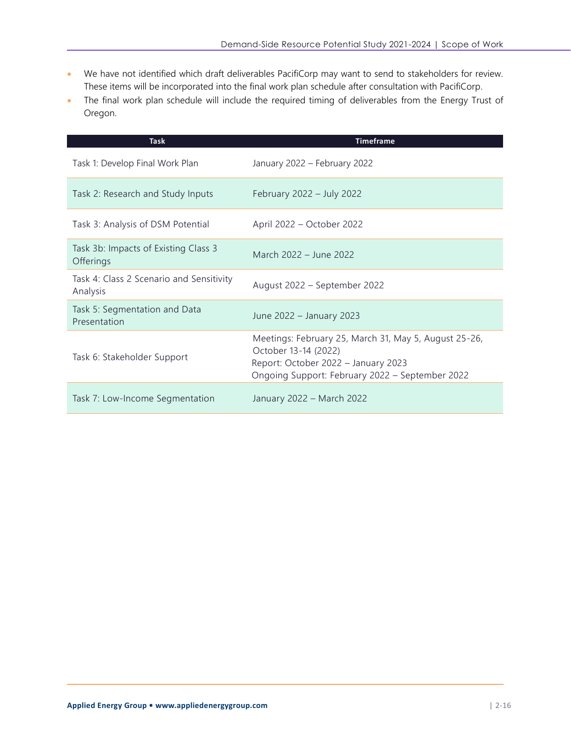- We have not identified which draft deliverables PacifiCorp may want to send to stakeholders for review. These items will be incorporated into the final work plan schedule after consultation with PacifiCorp.
- The final work plan schedule will include the required timing of deliverables from the Energy Trust of Oregon.

| Task | Timeframe |
|---|---|
| Task 1: Develop Final Work Plan | January 2022 – February 2022 |
| Task 2: Research and Study Inputs | February 2022 – July 2022 |
| Task 3: Analysis of DSM Potential | April 2022 – October 2022 |
| Task 3b: Impacts of Existing Class 3 Offerings | March 2022 – June 2022 |
| Task 4: Class 2 Scenario and Sensitivity Analysis | August 2022 – September 2022 |
| Task 5: Segmentation and Data Presentation | June 2022 – January 2023 |
| Task 6: Stakeholder Support | Meetings: February 25, March 31, May 5, August 25-26, October 13-14 (2022)<br>Report: October 2022 – January 2023<br>Ongoing Support: February 2022 – September 2022 |
| Task 7: Low-Income Segmentation | January 2022 – March 2022 |